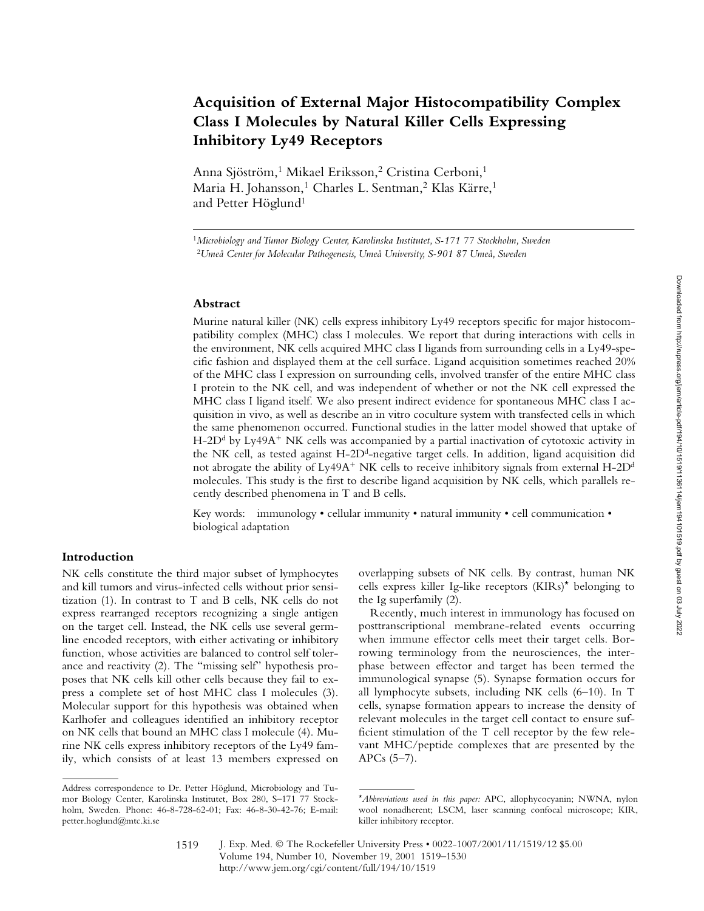# Acquisition of External Major Histocompatibility Complex Class I Molecules by Natural Killer Cells Expressing Inhibitory Ly49 Receptors

Anna Sjöström,[1] Mikael Eriksson,[2] Cristina Cerboni,[1] Maria H. Johansson,[1] Charles L. Sentman,[2] Klas Kärre,[1] and Petter Höglund[1]

[1] *Microbiology and Tumor Biology Center, Karolinska Institutet, S-171 77 Stockholm, Sweden*
[2] *Umeå Center for Molecular Pathogenesis, Umeå University, S-901 87 Umeå, Sweden*

## Abstract

Murine natural killer (NK) cells express inhibitory Ly49 receptors specific for major histocompatibility complex (MHC) class I molecules. We report that during interactions with cells in the environment, NK cells acquired MHC class I ligands from surrounding cells in a Ly49-specific fashion and displayed them at the cell surface. Ligand acquisition sometimes reached 20% of the MHC class I expression on surrounding cells, involved transfer of the entire MHC class I protein to the NK cell, and was independent of whether or not the NK cell expressed the MHC class I ligand itself. We also present indirect evidence for spontaneous MHC class I acquisition in vivo, as well as describe an in vitro coculture system with transfected cells in which the same phenomenon occurred. Functional studies in the latter model showed that uptake of H-2D$^d$ by Ly49A$^+$ NK cells was accompanied by a partial inactivation of cytotoxic activity in the NK cell, as tested against H-2D$^d$-negative target cells. In addition, ligand acquisition did not abrogate the ability of Ly49A$^+$ NK cells to receive inhibitory signals from external H-2D$^d$ molecules. This study is the first to describe ligand acquisition by NK cells, which parallels recently described phenomena in T and B cells.

Key words: immunology • cellular immunity • natural immunity • cell communication • biological adaptation

## Introduction

NK cells constitute the third major subset of lymphocytes and kill tumors and virus-infected cells without prior sensitization (1). In contrast to T and B cells, NK cells do not express rearranged receptors recognizing a single antigen on the target cell. Instead, the NK cells use several germline encoded receptors, with either activating or inhibitory function, whose activities are balanced to control self tolerance and reactivity (2). The "missing self" hypothesis proposes that NK cells kill other cells because they fail to express a complete set of host MHC class I molecules (3). Molecular support for this hypothesis was obtained when Karlhofer and colleagues identified an inhibitory receptor on NK cells that bound an MHC class I molecule (4). Murine NK cells express inhibitory receptors of the Ly49 family, which consists of at least 13 members expressed on overlapping subsets of NK cells. By contrast, human NK cells express killer Ig-like receptors (KIRs)* belonging to the Ig superfamily (2).

Recently, much interest in immunology has focused on posttranscriptional membrane-related events occurring when immune effector cells meet their target cells. Borrowing terminology from the neurosciences, the interphase between effector and target has been termed the immunological synapse (5). Synapse formation occurs for all lymphocyte subsets, including NK cells (6–10). In T cells, synapse formation appears to increase the density of relevant molecules in the target cell contact to ensure sufficient stimulation of the T cell receptor by the few relevant MHC/peptide complexes that are presented by the APCs (5–7).

Address correspondence to Dr. Petter Höglund, Microbiology and Tumor Biology Center, Karolinska Institutet, Box 280, S–171 77 Stockholm, Sweden. Phone: 46-8-728-62-01; Fax: 46-8-30-42-76; E-mail: petter.hoglund@mtc.ki.se

*Abbreviations used in this paper:* APC, allophycocyanin; NWNA, nylon wool nonadherent; LSCM, laser scanning confocal microscope; KIR, killer inhibitory receptor.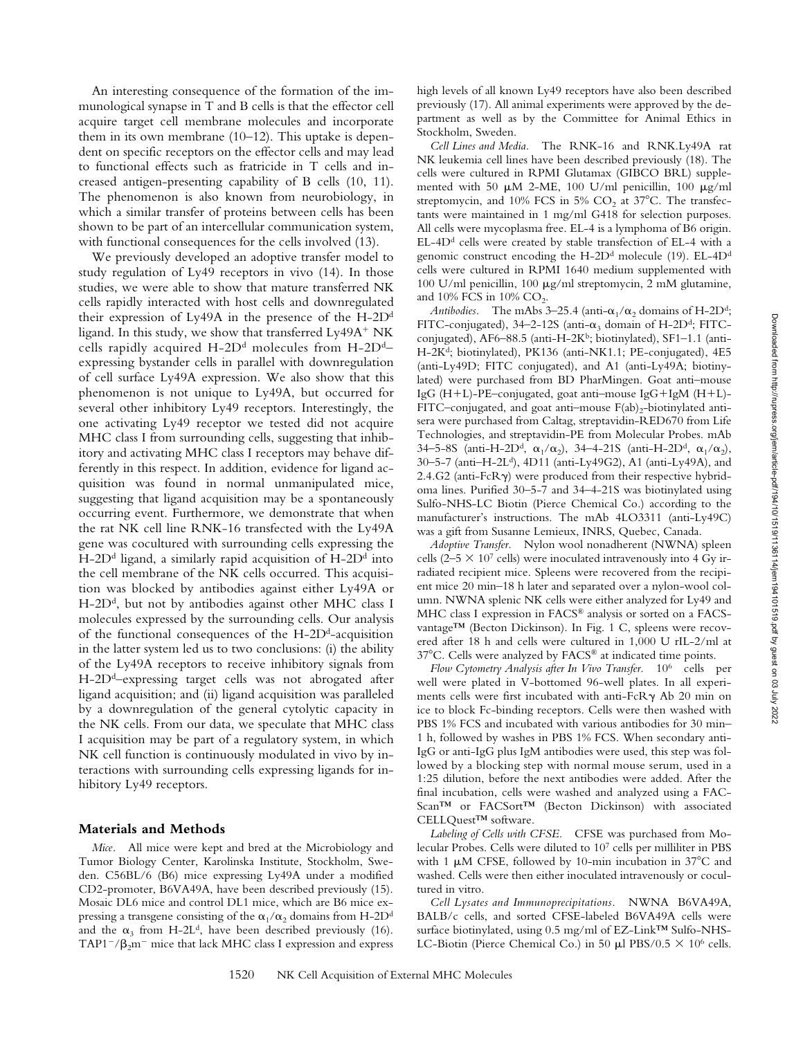An interesting consequence of the formation of the immunological synapse in T and B cells is that the effector cell acquire target cell membrane molecules and incorporate them in its own membrane (10–12). This uptake is dependent on specific receptors on the effector cells and may lead to functional effects such as fratricide in T cells and increased antigen-presenting capability of B cells (10, 11). The phenomenon is also known from neurobiology, in which a similar transfer of proteins between cells has been shown to be part of an intercellular communication system, with functional consequences for the cells involved (13).

We previously developed an adoptive transfer model to study regulation of Ly49 receptors in vivo (14). In those studies, we were able to show that mature transferred NK cells rapidly interacted with host cells and downregulated their expression of Ly49A in the presence of the H-2D$^d$ ligand. In this study, we show that transferred Ly49A$^+$ NK cells rapidly acquired H-2D$^d$ molecules from H-2D$^d$–expressing bystander cells in parallel with downregulation of cell surface Ly49A expression. We also show that this phenomenon is not unique to Ly49A, but occurred for several other inhibitory Ly49 receptors. Interestingly, the one activating Ly49 receptor we tested did not acquire MHC class I from surrounding cells, suggesting that inhibitory and activating MHC class I receptors may behave differently in this respect. In addition, evidence for ligand acquisition was found in normal unmanipulated mice, suggesting that ligand acquisition may be a spontaneously occurring event. Furthermore, we demonstrate that when the rat NK cell line RNK-16 transfected with the Ly49A gene was cocultured with surrounding cells expressing the H-2D$^d$ ligand, a similarly rapid acquisition of H-2D$^d$ into the cell membrane of the NK cells occurred. This acquisition was blocked by antibodies against either Ly49A or H-2D$^d$, but not by antibodies against other MHC class I molecules expressed by the surrounding cells. Our analysis of the functional consequences of the H-2D$^d$-acquisition in the latter system led us to two conclusions: (i) the ability of the Ly49A receptors to receive inhibitory signals from H-2D$^d$–expressing target cells was not abrogated after ligand acquisition; and (ii) ligand acquisition was paralleled by a downregulation of the general cytolytic capacity in the NK cells. From our data, we speculate that MHC class I acquisition may be part of a regulatory system, in which NK cell function is continuously modulated in vivo by interactions with surrounding cells expressing ligands for inhibitory Ly49 receptors.

## Materials and Methods

*Mice.* All mice were kept and bred at the Microbiology and Tumor Biology Center, Karolinska Institute, Stockholm, Sweden. C56BL/6 (B6) mice expressing Ly49A under a modified CD2-promoter, B6VA49A, have been described previously (15). Mosaic DL6 mice and control DL1 mice, which are B6 mice expressing a transgene consisting of the $\alpha_1/\alpha_2$ domains from H-2D$^d$ and the $\alpha_3$ from H-2L$^d$, have been described previously (16). TAP1$^-$/$\beta_2$m$^-$ mice that lack MHC class I expression and express high levels of all known Ly49 receptors have also been described previously (17). All animal experiments were approved by the department as well as by the Committee for Animal Ethics in Stockholm, Sweden.

*Cell Lines and Media.* The RNK-16 and RNK.Ly49A rat NK leukemia cell lines have been described previously (18). The cells were cultured in RPMI Glutamax (GIBCO BRL) supplemented with 50 μM 2-ME, 100 U/ml penicillin, 100 μg/ml streptomycin, and 10% FCS in 5% $CO_2$ at 37°C. The transfectants were maintained in 1 mg/ml G418 for selection purposes. All cells were mycoplasma free. EL-4 is a lymphoma of B6 origin. EL-4D$^d$ cells were created by stable transfection of EL-4 with a genomic construct encoding the H-2D$^d$ molecule (19). EL-4D$^d$ cells were cultured in RPMI 1640 medium supplemented with 100 U/ml penicillin, 100 μg/ml streptomycin, 2 mM glutamine, and 10% FCS in 10% $CO_2$.

*Antibodies.* The mAbs 3–25.4 (anti-$\alpha_1/\alpha_2$ domains of H-2D$^d$; FITC-conjugated), 34–2-12S (anti-$\alpha_3$ domain of H-2D$^d$; FITC-conjugated), AF6–88.5 (anti-H-2K$^b$; biotinylated), SF1–1.1 (anti-H-2K$^d$; biotinylated), PK136 (anti-NK1.1; PE-conjugated), 4E5 (anti-Ly49D; FITC conjugated), and A1 (anti-Ly49A; biotinylated) were purchased from BD PharMingen. Goat anti–mouse IgG (H+L)-PE–conjugated, goat anti–mouse IgG+IgM (H+L)-FITC–conjugated, and goat anti–mouse F(ab)$_2$-biotinylated antisera were purchased from Caltag, streptavidin-RED670 from Life Technologies, and streptavidin-PE from Molecular Probes. mAb 34–5-8S (anti-H-2D$^d$, $\alpha_1/\alpha_2$), 34–4-21S (anti-H-2D$^d$, $\alpha_1/\alpha_2$), 30–5-7 (anti–H-2L$^d$), 4D11 (anti-Ly49G2), A1 (anti-Ly49A), and 2.4.G2 (anti-FcRγ) were produced from their respective hybridoma lines. Purified 30–5-7 and 34–4-21S was biotinylated using Sulfo-NHS-LC Biotin (Pierce Chemical Co.) according to the manufacturer's instructions. The mAb 4LO3311 (anti-Ly49C) was a gift from Susanne Lemieux, INRS, Quebec, Canada.

*Adoptive Transfer.* Nylon wool nonadherent (NWNA) spleen cells (2–5 × 10$^7$ cells) were inoculated intravenously into 4 Gy irradiated recipient mice. Spleens were recovered from the recipient mice 20 min–18 h later and separated over a nylon-wool column. NWNA splenic NK cells were either analyzed for Ly49 and MHC class I expression in FACS® analysis or sorted on a FACSvantage™ (Becton Dickinson). In Fig. 1 C, spleens were recovered after 18 h and cells were cultured in 1,000 U rIL-2/ml at 37°C. Cells were analyzed by FACS® at indicated time points.

*Flow Cytometry Analysis after In Vivo Transfer.* 10$^6$ cells per well were plated in V-bottomed 96-well plates. In all experiments cells were first incubated with anti-FcRγ Ab 20 min on ice to block Fc-binding receptors. Cells were then washed with PBS 1% FCS and incubated with various antibodies for 30 min–1 h, followed by washes in PBS 1% FCS. When secondary anti-IgG or anti-IgG plus IgM antibodies were used, this step was followed by a blocking step with normal mouse serum, used in a 1:25 dilution, before the next antibodies were added. After the final incubation, cells were washed and analyzed using a FACScan™ or FACSort™ (Becton Dickinson) with associated CELLQuest™ software.

*Labeling of Cells with CFSE.* CFSE was purchased from Molecular Probes. Cells were diluted to 10$^7$ cells per milliliter in PBS with 1 μM CFSE, followed by 10-min incubation in 37°C and washed. Cells were then either inoculated intravenously or cocultured in vitro.

*Cell Lysates and Immunoprecipitations.* NWNA B6VA49A, BALB/c cells, and sorted CFSE-labeled B6VA49A cells were surface biotinylated, using 0.5 mg/ml of EZ-Link™ Sulfo-NHS-LC-Biotin (Pierce Chemical Co.) in 50 μl PBS/0.5 × 10$^6$ cells.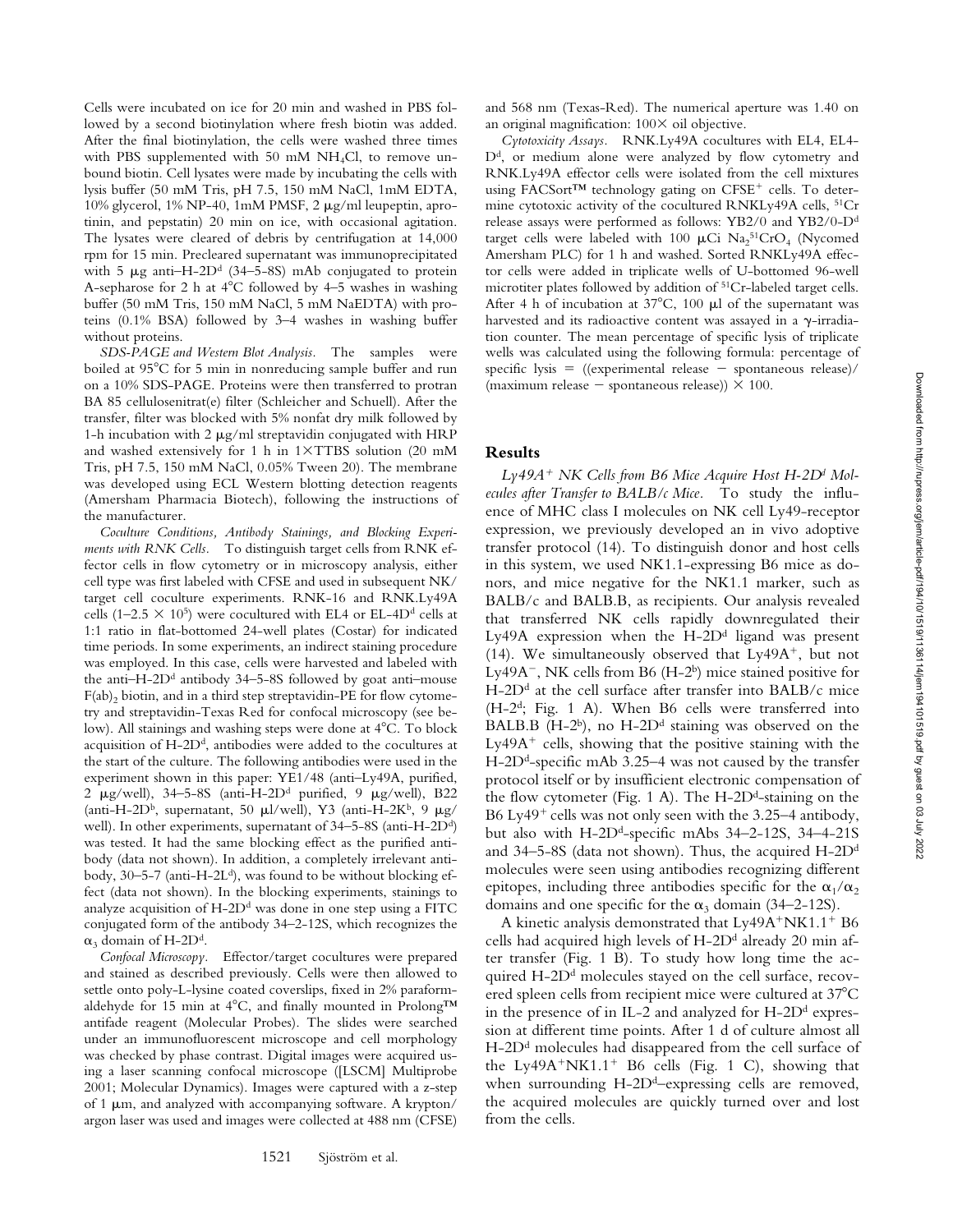Cells were incubated on ice for 20 min and washed in PBS followed by a second biotinylation where fresh biotin was added. After the final biotinylation, the cells were washed three times with PBS supplemented with 50 mM $NH_4Cl$, to remove unbound biotin. Cell lysates were made by incubating the cells with lysis buffer (50 mM Tris, pH 7.5, 150 mM NaCl, 1mM EDTA, 10% glycerol, 1% NP-40, 1mM PMSF, 2 μg/ml leupeptin, aprotinin, and pepstatin) 20 min on ice, with occasional agitation. The lysates were cleared of debris by centrifugation at 14,000 rpm for 15 min. Precleared supernatant was immunoprecipitated with 5 μg anti–H-2D$^d$ (34–5-8S) mAb conjugated to protein A-sepharose for 2 h at 4°C followed by 4–5 washes in washing buffer (50 mM Tris, 150 mM NaCl, 5 mM NaEDTA) with proteins (0.1% BSA) followed by 3–4 washes in washing buffer without proteins.

*SDS-PAGE and Western Blot Analysis.* The samples were boiled at 95°C for 5 min in nonreducing sample buffer and run on a 10% SDS-PAGE. Proteins were then transferred to protran BA 85 cellulosenitrat(e) filter (Schleicher and Schuell). After the transfer, filter was blocked with 5% nonfat dry milk followed by 1-h incubation with 2 μg/ml streptavidin conjugated with HRP and washed extensively for 1 h in 1×TTBS solution (20 mM Tris, pH 7.5, 150 mM NaCl, 0.05% Tween 20). The membrane was developed using ECL Western blotting detection reagents (Amersham Pharmacia Biotech), following the instructions of the manufacturer.

*Coculture Conditions, Antibody Stainings, and Blocking Experiments with RNK Cells.* To distinguish target cells from RNK effector cells in flow cytometry or in microscopy analysis, either cell type was first labeled with CFSE and used in subsequent NK/target cell coculture experiments. RNK-16 and RNK.Ly49A cells ($1–2.5 \times 10^5$) were cocultured with EL4 or EL-4D$^d$ cells at 1:1 ratio in flat-bottomed 24-well plates (Costar) for indicated time periods. In some experiments, an indirect staining procedure was employed. In this case, cells were harvested and labeled with the anti–H-2D$^d$ antibody 34–5-8S followed by goat anti–mouse F(ab)$_2$ biotin, and in a third step streptavidin-PE for flow cytometry and streptavidin-Texas Red for confocal microscopy (see below). All stainings and washing steps were done at 4°C. To block acquisition of H-2D$^d$, antibodies were added to the cocultures at the start of the culture. The following antibodies were used in the experiment shown in this paper: YE1/48 (anti–Ly49A, purified, 2 μg/well), 34–5-8S (anti-H-2D$^d$ purified, 9 μg/well), B22 (anti-H-2D$^b$, supernatant, 50 μl/well), Y3 (anti-H-2K$^b$, 9 μg/well). In other experiments, supernatant of 34–5-8S (anti-H-2D$^d$) was tested. It had the same blocking effect as the purified antibody (data not shown). In addition, a completely irrelevant antibody, 30–5-7 (anti-H-2L$^d$), was found to be without blocking effect (data not shown). In the blocking experiments, stainings to analyze acquisition of H-2D$^d$ was done in one step using a FITC conjugated form of the antibody 34–2-12S, which recognizes the $\alpha_3$ domain of H-2D$^d$.

*Confocal Microscopy.* Effector/target cocultures were prepared and stained as described previously. Cells were then allowed to settle onto poly-L-lysine coated coverslips, fixed in 2% paraformaldehyde for 15 min at 4°C, and finally mounted in Prolong™ antifade reagent (Molecular Probes). The slides were searched under an immunofluorescent microscope and cell morphology was checked by phase contrast. Digital images were acquired using a laser scanning confocal microscope ([LSCM] Multiprobe 2001; Molecular Dynamics). Images were captured with a z-step of 1 μm, and analyzed with accompanying software. A krypton/argon laser was used and images were collected at 488 nm (CFSE) and 568 nm (Texas-Red). The numerical aperture was 1.40 on an original magnification: 100× oil objective.

*Cytotoxicity Assays.* RNK.Ly49A cocultures with EL4, EL4-D$^d$, or medium alone were analyzed by flow cytometry and RNK.Ly49A effector cells were isolated from the cell mixtures using FACSort™ technology gating on CFSE$^+$ cells. To determine cytotoxic activity of the cocultured RNKLy49A cells, $^{51}$Cr release assays were performed as follows: YB2/0 and YB2/0-D$^d$ target cells were labeled with 100 μCi $Na_2{}^{51}CrO_4$ (Nycomed Amersham PLC) for 1 h and washed. Sorted RNKLy49A effector cells were added in triplicate wells of U-bottomed 96-well microtiter plates followed by addition of $^{51}$Cr-labeled target cells. After 4 h of incubation at 37°C, 100 μl of the supernatant was harvested and its radioactive content was assayed in a γ-irradiation counter. The mean percentage of specific lysis of triplicate wells was calculated using the following formula: percentage of specific lysis = ((experimental release − spontaneous release)/(maximum release − spontaneous release)) × 100.

## Results

*Ly49A$^+$ NK Cells from B6 Mice Acquire Host H-2D$^d$ Molecules after Transfer to BALB/c Mice.* To study the influence of MHC class I molecules on NK cell Ly49-receptor expression, we previously developed an in vivo adoptive transfer protocol (14). To distinguish donor and host cells in this system, we used NK1.1-expressing B6 mice as donors, and mice negative for the NK1.1 marker, such as BALB/c and BALB.B, as recipients. Our analysis revealed that transferred NK cells rapidly downregulated their Ly49A expression when the H-2D$^d$ ligand was present (14). We simultaneously observed that Ly49A$^+$, but not Ly49A$^-$, NK cells from B6 (H-2$^b$) mice stained positive for H-2D$^d$ at the cell surface after transfer into BALB/c mice (H-2$^d$; Fig. 1 A). When B6 cells were transferred into BALB.B (H-2$^b$), no H-2D$^d$ staining was observed on the Ly49A$^+$ cells, showing that the positive staining with the H-2D$^d$-specific mAb 3.25–4 was not caused by the transfer protocol itself or by insufficient electronic compensation of the flow cytometer (Fig. 1 A). The H-2D$^d$-staining on the B6 Ly49$^+$ cells was not only seen with the 3.25–4 antibody, but also with H-2D$^d$-specific mAbs 34–2-12S, 34–4-21S and 34–5-8S (data not shown). Thus, the acquired H-2D$^d$ molecules were seen using antibodies recognizing different epitopes, including three antibodies specific for the $\alpha_1/\alpha_2$ domains and one specific for the $\alpha_3$ domain (34–2-12S).

A kinetic analysis demonstrated that Ly49A$^+$NK1.1$^+$ B6 cells had acquired high levels of H-2D$^d$ already 20 min after transfer (Fig. 1 B). To study how long time the acquired H-2D$^d$ molecules stayed on the cell surface, recovered spleen cells from recipient mice were cultured at 37°C in the presence of in IL-2 and analyzed for H-2D$^d$ expression at different time points. After 1 d of culture almost all H-2D$^d$ molecules had disappeared from the cell surface of the Ly49A$^+$NK1.1$^+$ B6 cells (Fig. 1 C), showing that when surrounding H-2D$^d$–expressing cells are removed, the acquired molecules are quickly turned over and lost from the cells.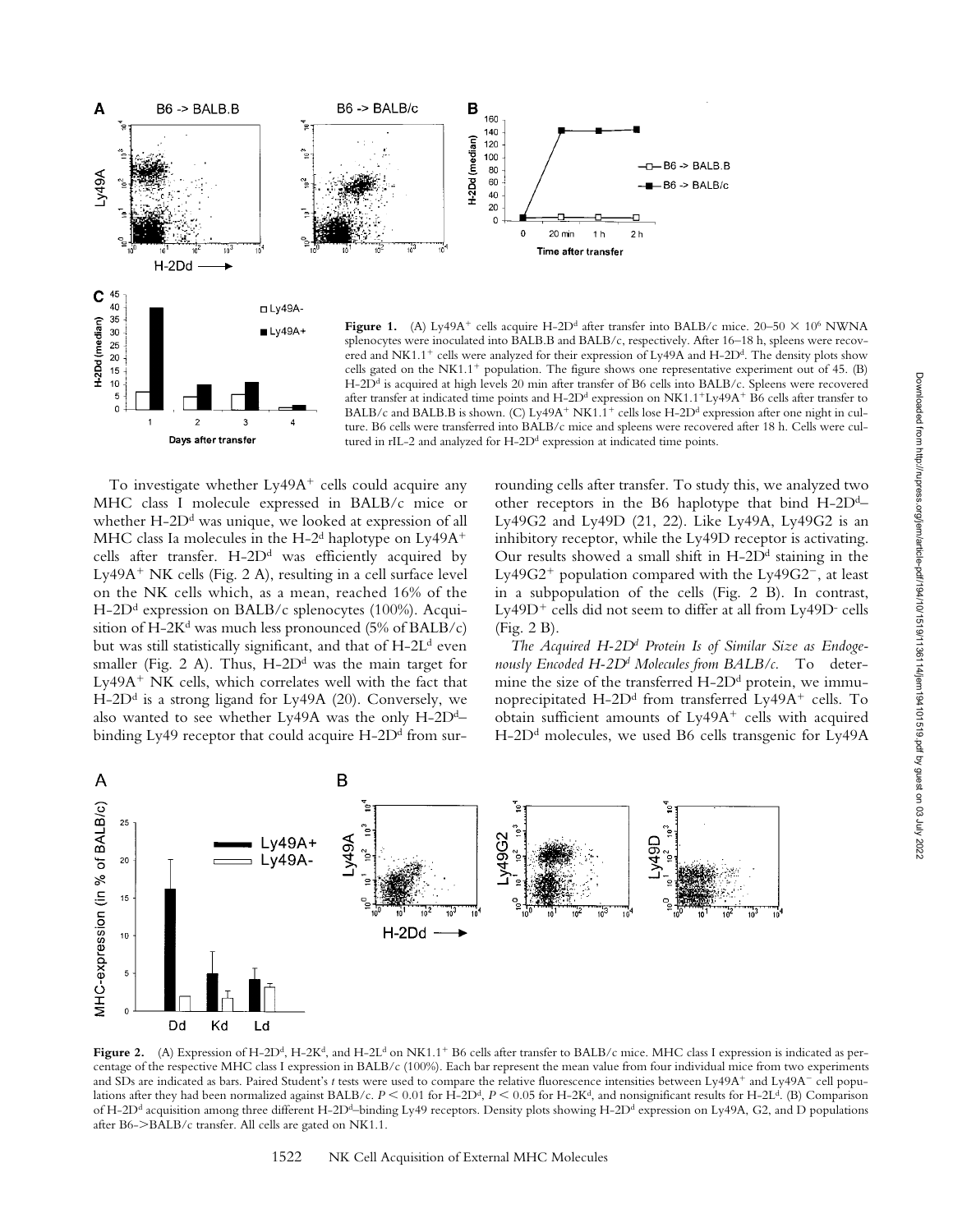**Figure 1.** (A) Ly49A$^+$ cells acquire H-2D$^d$ after transfer into BALB/c mice. 20–50 × 10$^6$ NWNA splenocytes were inoculated into BALB.B and BALB/c, respectively. After 16–18 h, spleens were recovered and NK1.1$^+$ cells were analyzed for their expression of Ly49A and H-2D$^d$. The density plots show cells gated on the NK1.1$^+$ population. The figure shows one representative experiment out of 45. (B) H-2D$^d$ is acquired at high levels 20 min after transfer of B6 cells into BALB/c. Spleens were recovered after transfer at indicated time points and H-2D$^d$ expression on NK1.1$^+$Ly49A$^+$ B6 cells after transfer to BALB/c and BALB.B is shown. (C) Ly49A$^+$ NK1.1$^+$ cells lose H-2D$^d$ expression after one night in culture. B6 cells were transferred into BALB/c mice and spleens were recovered after 18 h. Cells were cultured in rIL-2 and analyzed for H-2D$^d$ expression at indicated time points.

To investigate whether Ly49A$^+$ cells could acquire any MHC class I molecule expressed in BALB/c mice or whether H-2D$^d$ was unique, we looked at expression of all MHC class Ia molecules in the H-2$^d$ haplotype on Ly49A$^+$ cells after transfer. H-2D$^d$ was efficiently acquired by Ly49A$^+$ NK cells (Fig. 2 A), resulting in a cell surface level on the NK cells which, as a mean, reached 16% of the H-2D$^d$ expression on BALB/c splenocytes (100%). Acquisition of H-2K$^d$ was much less pronounced (5% of BALB/c) but was still statistically significant, and that of H-2L$^d$ even smaller (Fig. 2 A). Thus, H-2D$^d$ was the main target for Ly49A$^+$ NK cells, which correlates well with the fact that H-2D$^d$ is a strong ligand for Ly49A (20). Conversely, we also wanted to see whether Ly49A was the only H-2D$^d$–binding Ly49 receptor that could acquire H-2D$^d$ from surrounding cells after transfer. To study this, we analyzed two other receptors in the B6 haplotype that bind H-2D$^d$–Ly49G2 and Ly49D (21, 22). Like Ly49A, Ly49G2 is an inhibitory receptor, while the Ly49D receptor is activating. Our results showed a small shift in H-2D$^d$ staining in the Ly49G2$^+$ population compared with the Ly49G2$^-$, at least in a subpopulation of the cells (Fig. 2 B). In contrast, Ly49D$^+$ cells did not seem to differ at all from Ly49D$^-$ cells (Fig. 2 B).

*The Acquired H-2D$^d$ Protein Is of Similar Size as Endogenously Encoded H-2D$^d$ Molecules from BALB/c.* To determine the size of the transferred H-2D$^d$ protein, we immunoprecipitated H-2D$^d$ from transferred Ly49A$^+$ cells. To obtain sufficient amounts of Ly49A$^+$ cells with acquired H-2D$^d$ molecules, we used B6 cells transgenic for Ly49A

**Figure 2.** (A) Expression of H-2D$^d$, H-2K$^d$, and H-2L$^d$ on NK1.1$^+$ B6 cells after transfer to BALB/c mice. MHC class I expression is indicated as percentage of the respective MHC class I expression in BALB/c (100%). Each bar represent the mean value from four individual mice from two experiments and SDs are indicated as bars. Paired Student's $t$ tests were used to compare the relative fluorescence intensities between Ly49A$^+$ and Ly49A$^-$ cell populations after they had been normalized against BALB/c. $P < 0.01$ for H-2D$^d$, $P < 0.05$ for H-2K$^d$, and nonsignificant results for H-2L$^d$. (B) Comparison of H-2D$^d$ acquisition among three different H-2D$^d$–binding Ly49 receptors. Density plots showing H-2D$^d$ expression on Ly49A, G2, and D populations after B6->BALB/c transfer. All cells are gated on NK1.1.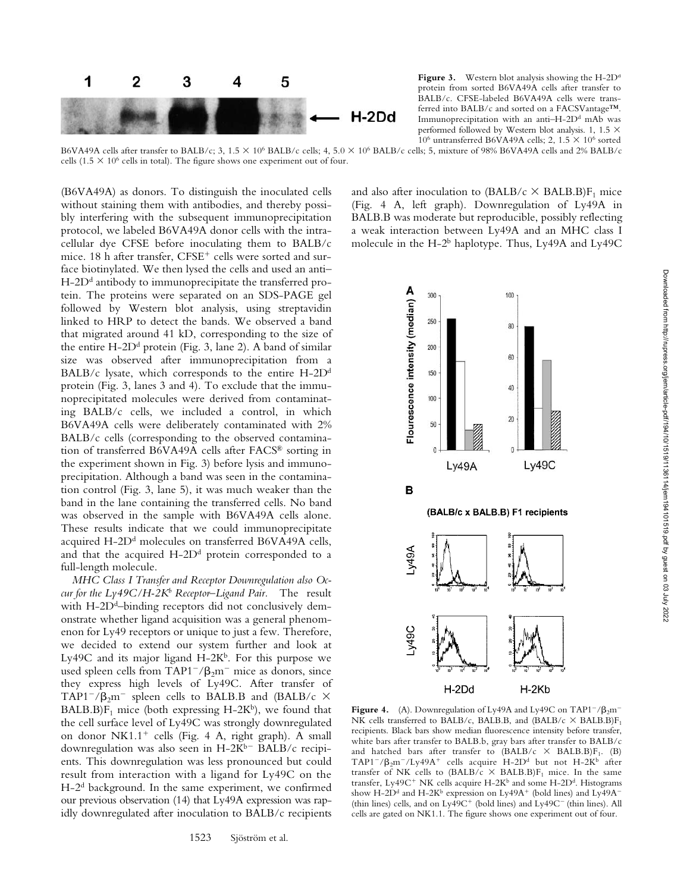**Figure 3.** Western blot analysis showing the H-2D$^d$ protein from sorted B6VA49A cells after transfer to BALB/c. CFSE-labeled B6VA49A cells were transferred into BALB/c and sorted on a FACSVantage™. Immunoprecipitation with an anti–H-2D$^d$ mAb was performed followed by Western blot analysis. 1, 1.5 × 10$^6$ untransferred B6VA49A cells; 2, 1.5 × 10$^6$ sorted B6VA49A cells after transfer to BALB/c; 3, 1.5 × 10$^6$ BALB/c cells; 4, 5.0 × 10$^6$ BALB/c cells; 5, mixture of 98% B6VA49A cells and 2% BALB/c cells (1.5 × 10$^6$ cells in total). The figure shows one experiment out of four.

(B6VA49A) as donors. To distinguish the inoculated cells without staining them with antibodies, and thereby possibly interfering with the subsequent immunoprecipitation protocol, we labeled B6VA49A donor cells with the intracellular dye CFSE before inoculating them to BALB/c mice. 18 h after transfer, CFSE$^+$ cells were sorted and surface biotinylated. We then lysed the cells and used an anti–H-2D$^d$ antibody to immunoprecipitate the transferred protein. The proteins were separated on an SDS-PAGE gel followed by Western blot analysis, using streptavidin linked to HRP to detect the bands. We observed a band that migrated around 41 kD, corresponding to the size of the entire H-2D$^d$ protein (Fig. 3, lane 2). A band of similar size was observed after immunoprecipitation from a BALB/c lysate, which corresponds to the entire H-2D$^d$ protein (Fig. 3, lanes 3 and 4). To exclude that the immunoprecipitated molecules were derived from contaminating BALB/c cells, we included a control, in which B6VA49A cells were deliberately contaminated with 2% BALB/c cells (corresponding to the observed contamination of transferred B6VA49A cells after FACS® sorting in the experiment shown in Fig. 3) before lysis and immunoprecipitation. Although a band was seen in the contamination control (Fig. 3, lane 5), it was much weaker than the band in the lane containing the transferred cells. No band was observed in the sample with B6VA49A cells alone. These results indicate that we could immunoprecipitate acquired H-2D$^d$ molecules on transferred B6VA49A cells, and that the acquired H-2D$^d$ protein corresponded to a full-length molecule.

*MHC Class I Transfer and Receptor Downregulation also Occur for the Ly49C/H-2K$^b$ Receptor–Ligand Pair.* The result with H-2D$^d$–binding receptors did not conclusively demonstrate whether ligand acquisition was a general phenomenon for Ly49 receptors or unique to just a few. Therefore, we decided to extend our system further and look at Ly49C and its major ligand H-2K$^b$. For this purpose we used spleen cells from TAP1$^-$/$\beta_2$m$^-$ mice as donors, since they express high levels of Ly49C. After transfer of TAP1$^-$/$\beta_2$m$^-$ spleen cells to BALB.B and (BALB/c × BALB.B)F$_1$ mice (both expressing H-2K$^b$), we found that the cell surface level of Ly49C was strongly downregulated on donor NK1.1$^+$ cells (Fig. 4 A, right graph). A small downregulation was also seen in H-2K$^{b-}$ BALB/c recipients. This downregulation was less pronounced but could result from interaction with a ligand for Ly49C on the H-2$^d$ background. In the same experiment, we confirmed our previous observation (14) that Ly49A expression was rapidly downregulated after inoculation to BALB/c recipients and also after inoculation to (BALB/c × BALB.B)F$_1$ mice (Fig. 4 A, left graph). Downregulation of Ly49A in BALB.B was moderate but reproducible, possibly reflecting a weak interaction between Ly49A and an MHC class I molecule in the H-2$^b$ haplotype. Thus, Ly49A and Ly49C

**Figure 4.** (A). Downregulation of Ly49A and Ly49C on TAP1$^-$/$\beta_2$m$^-$ NK cells transferred to BALB/c, BALB.B, and (BALB/c × BALB.B)F$_1$ recipients. Black bars show median fluorescence intensity before transfer, white bars after transfer to BALB.b, gray bars after transfer to BALB/c and hatched bars after transfer to (BALB/c × BALB.B)F$_1$. (B) TAP1$^-$/$\beta_2$m$^-$/Ly49A$^+$ cells acquire H-2D$^d$ but not H-2K$^b$ after transfer of NK cells to (BALB/c × BALB.B)F$_1$ mice. In the same transfer, Ly49C$^+$ NK cells acquire H-2K$^b$ and some H-2D$^d$. Histograms show H-2D$^d$ and H-2K$^b$ expression on Ly49A$^+$ (bold lines) and Ly49A$^-$ (thin lines) cells, and on Ly49C$^+$ (bold lines) and Ly49C$^-$ (thin lines). All cells are gated on NK1.1. The figure shows one experiment out of four.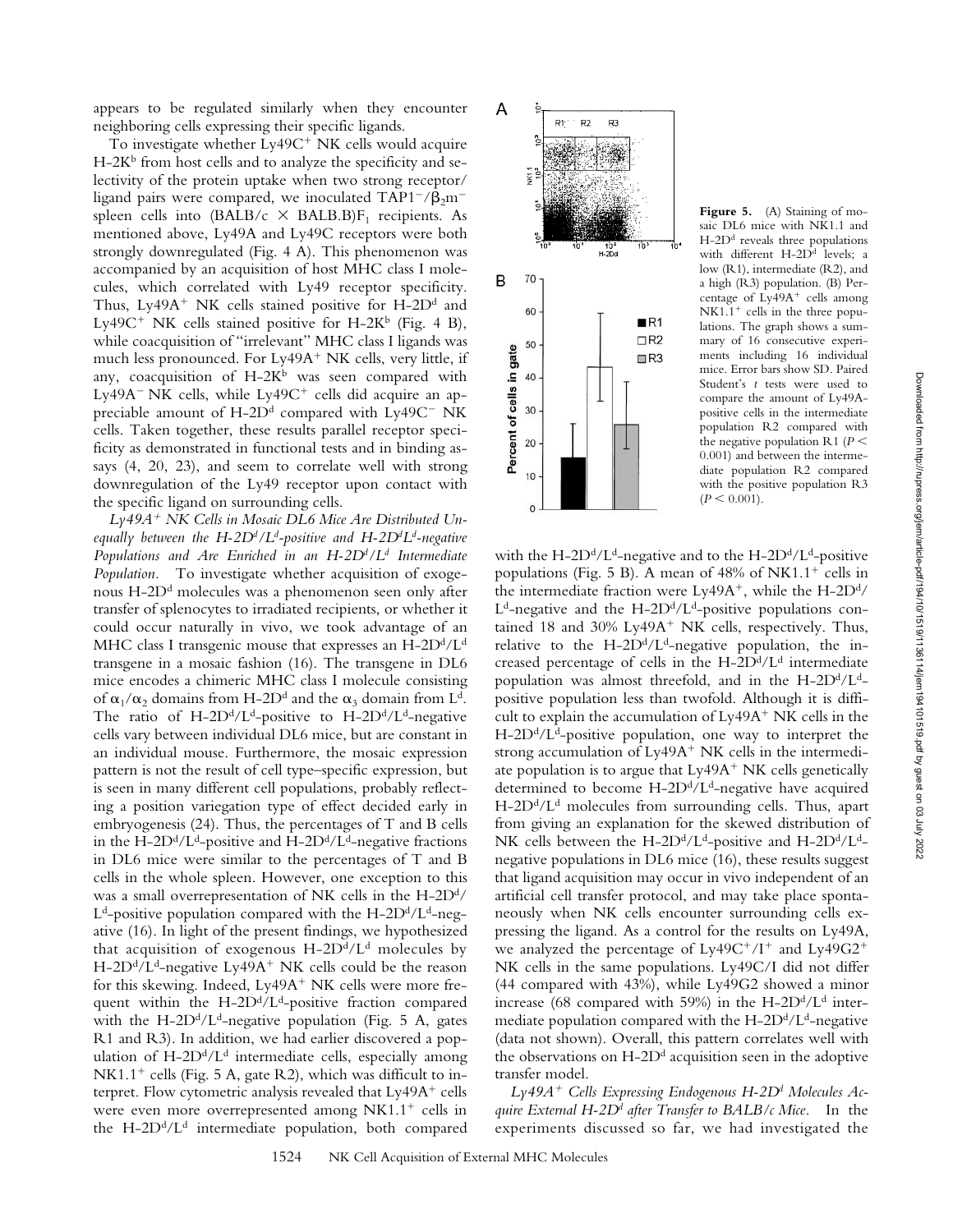appears to be regulated similarly when they encounter neighboring cells expressing their specific ligands.

To investigate whether Ly49C$^+$ NK cells would acquire H-2K$^b$ from host cells and to analyze the specificity and selectivity of the protein uptake when two strong receptor/ligand pairs were compared, we inoculated TAP1$^-$/$\beta_2$m$^-$ spleen cells into (BALB/c × BALB.B)F$_1$ recipients. As mentioned above, Ly49A and Ly49C receptors were both strongly downregulated (Fig. 4 A). This phenomenon was accompanied by an acquisition of host MHC class I molecules, which correlated with Ly49 receptor specificity. Thus, Ly49A$^+$ NK cells stained positive for H-2D$^d$ and Ly49C$^+$ NK cells stained positive for H-2K$^b$ (Fig. 4 B), while coacquisition of "irrelevant" MHC class I ligands was much less pronounced. For Ly49A$^+$ NK cells, very little, if any, coacquisition of H-2K$^b$ was seen compared with Ly49A$^-$ NK cells, while Ly49C$^+$ cells did acquire an appreciable amount of H-2D$^d$ compared with Ly49C$^-$ NK cells. Taken together, these results parallel receptor specificity as demonstrated in functional tests and in binding assays (4, 20, 23), and seem to correlate well with strong downregulation of the Ly49 receptor upon contact with the specific ligand on surrounding cells.

*Ly49A$^+$ NK Cells in Mosaic DL6 Mice Are Distributed Unequally between the H-2D$^d$/L$^d$-positive and H-2D$^d$L$^d$-negative Populations and Are Enriched in an H-2D$^d$/L$^d$ Intermediate Population.* To investigate whether acquisition of exogenous H-2D$^d$ molecules was a phenomenon seen only after transfer of splenocytes to irradiated recipients, or whether it could occur naturally in vivo, we took advantage of an MHC class I transgenic mouse that expresses an H-2D$^d$/L$^d$ transgene in a mosaic fashion (16). The transgene in DL6 mice encodes a chimeric MHC class I molecule consisting of $\alpha_1$/$\alpha_2$ domains from H-2D$^d$ and the $\alpha_3$ domain from L$^d$. The ratio of H-2D$^d$/L$^d$-positive to H-2D$^d$/L$^d$-negative cells vary between individual DL6 mice, but are constant in an individual mouse. Furthermore, the mosaic expression pattern is not the result of cell type–specific expression, but is seen in many different cell populations, probably reflecting a position variegation type of effect decided early in embryogenesis (24). Thus, the percentages of T and B cells in the H-2D$^d$/L$^d$-positive and H-2D$^d$/L$^d$-negative fractions in DL6 mice were similar to the percentages of T and B cells in the whole spleen. However, one exception to this was a small overrepresentation of NK cells in the H-2D$^d$/L$^d$-positive population compared with the H-2D$^d$/L$^d$-negative (16). In light of the present findings, we hypothesized that acquisition of exogenous H-2D$^d$/L$^d$ molecules by H-2D$^d$/L$^d$-negative Ly49A$^+$ NK cells could be the reason for this skewing. Indeed, Ly49A$^+$ NK cells were more frequent within the H-2D$^d$/L$^d$-positive fraction compared with the H-2D$^d$/L$^d$-negative population (Fig. 5 A, gates R1 and R3). In addition, we had earlier discovered a population of H-2D$^d$/L$^d$ intermediate cells, especially among NK1.1$^+$ cells (Fig. 5 A, gate R2), which was difficult to interpret. Flow cytometric analysis revealed that Ly49A$^+$ cells were even more overrepresented among NK1.1$^+$ cells in the H-2D$^d$/L$^d$ intermediate population, both compared with the H-2D$^d$/L$^d$-negative and to the H-2D$^d$/L$^d$-positive populations (Fig. 5 B). A mean of 48% of NK1.1$^+$ cells in the intermediate fraction were Ly49A$^+$, while the H-2D$^d$/L$^d$-negative and the H-2D$^d$/L$^d$-positive populations contained 18 and 30% Ly49A$^+$ NK cells, respectively. Thus, relative to the H-2D$^d$/L$^d$-negative population, the increased percentage of cells in the H-2D$^d$/L$^d$ intermediate population was almost threefold, and in the H-2D$^d$/L$^d$-positive population less than twofold. Although it is difficult to explain the accumulation of Ly49A$^+$ NK cells in the H-2D$^d$/L$^d$-positive population, one way to interpret the strong accumulation of Ly49A$^+$ NK cells in the intermediate population is to argue that Ly49A$^+$ NK cells genetically determined to become H-2D$^d$/L$^d$-negative have acquired H-2D$^d$/L$^d$ molecules from surrounding cells. Thus, apart from giving an explanation for the skewed distribution of NK cells between the H-2D$^d$/L$^d$-positive and H-2D$^d$/L$^d$-negative populations in DL6 mice (16), these results suggest that ligand acquisition may occur in vivo independent of an artificial cell transfer protocol, and may take place spontaneously when NK cells encounter surrounding cells expressing the ligand. As a control for the results on Ly49A, we analyzed the percentage of Ly49C$^+$/I$^+$ and Ly49G2$^+$ NK cells in the same populations. Ly49C/I did not differ (44 compared with 43%), while Ly49G2 showed a minor increase (68 compared with 59%) in the H-2D$^d$/L$^d$ intermediate population compared with the H-2D$^d$/L$^d$-negative (data not shown). Overall, this pattern correlates well with the observations on H-2D$^d$ acquisition seen in the adoptive transfer model.

**Figure 5.** (A) Staining of mosaic DL6 mice with NK1.1 and H-2D$^d$ reveals three populations with different H-2D$^d$ levels; a low (R1), intermediate (R2), and a high (R3) population. (B) Percentage of Ly49A$^+$ cells among NK1.1$^+$ cells in the three populations. The graph shows a summary of 16 consecutive experiments including 16 individual mice. Error bars show SD. Paired Student's $t$ tests were used to compare the amount of Ly49A-positive cells in the intermediate population R2 compared with the negative population R1 ($P < 0.001$) and between the intermediate population R2 compared with the positive population R3 ($P < 0.001$).

*Ly49A$^+$ Cells Expressing Endogenous H-2D$^d$ Molecules Acquire External H-2D$^d$ after Transfer to BALB/c Mice.* In the experiments discussed so far, we had investigated the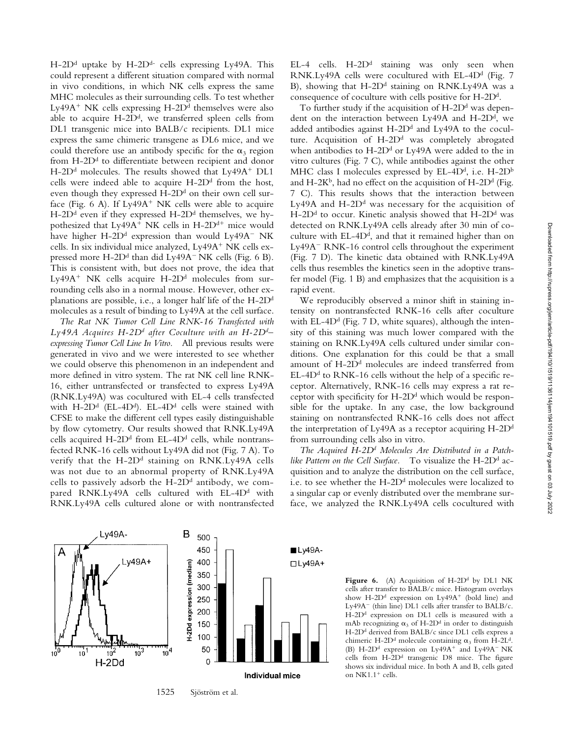H-2D$^d$ uptake by H-2D$^{d-}$ cells expressing Ly49A. This could represent a different situation compared with normal in vivo conditions, in which NK cells express the same MHC molecules as their surrounding cells. To test whether Ly49A$^+$ NK cells expressing H-2D$^d$ themselves were also able to acquire H-2D$^d$, we transferred spleen cells from DL1 transgenic mice into BALB/c recipients. DL1 mice express the same chimeric transgene as DL6 mice, and we could therefore use an antibody specific for the $\alpha_3$ region from H-2D$^d$ to differentiate between recipient and donor H-2D$^d$ molecules. The results showed that Ly49A$^+$ DL1 cells were indeed able to acquire H-2D$^d$ from the host, even though they expressed H-2D$^d$ on their own cell surface (Fig. 6 A). If Ly49A$^+$ NK cells were able to acquire H-2D$^d$ even if they expressed H-2D$^d$ themselves, we hypothesized that Ly49A$^+$ NK cells in H-2D$^{d+}$ mice would have higher H-2D$^d$ expression than would Ly49A$^-$ NK cells. In six individual mice analyzed, Ly49A$^+$ NK cells expressed more H-2D$^d$ than did Ly49A$^-$ NK cells (Fig. 6 B). This is consistent with, but does not prove, the idea that Ly49A$^+$ NK cells acquire H-2D$^d$ molecules from surrounding cells also in a normal mouse. However, other explanations are possible, i.e., a longer half life of the H-2D$^d$ molecules as a result of binding to Ly49A at the cell surface.

*The Rat NK Tumor Cell Line RNK-16 Transfected with Ly49A Acquires H-2D$^d$ after Coculture with an H-2D$^d$–expressing Tumor Cell Line In Vitro.* All previous results were generated in vivo and we were interested to see whether we could observe this phenomenon in an independent and more defined in vitro system. The rat NK cell line RNK-16, either untransfected or transfected to express Ly49A (RNK.Ly49A) was cocultured with EL-4 cells transfected with H-2D$^d$ (EL-4D$^d$). EL-4D$^d$ cells were stained with CFSE to make the different cell types easily distinguishable by flow cytometry. Our results showed that RNK.Ly49A cells acquired H-2D$^d$ from EL-4D$^d$ cells, while nontransfected RNK-16 cells without Ly49A did not (Fig. 7 A). To verify that the H-2D$^d$ staining on RNK.Ly49A cells was not due to an abnormal property of RNK.Ly49A cells to passively adsorb the H-2D$^d$ antibody, we compared RNK.Ly49A cells cultured with EL-4D$^d$ with RNK.Ly49A cells cultured alone or with nontransfected EL-4 cells. H-2D$^d$ staining was only seen when RNK.Ly49A cells were cocultured with EL-4D$^d$ (Fig. 7 B), showing that H-2D$^d$ staining on RNK.Ly49A was a consequence of coculture with cells positive for H-2D$^d$.

To further study if the acquisition of H-2D$^d$ was dependent on the interaction between Ly49A and H-2D$^d$, we added antibodies against H-2D$^d$ and Ly49A to the coculture. Acquisition of H-2D$^d$ was completely abrogated when antibodies to H-2D$^d$ or Ly49A were added to the in vitro cultures (Fig. 7 C), while antibodies against the other MHC class I molecules expressed by EL-4D$^d$, i.e. H-2D$^b$ and H-2K$^b$, had no effect on the acquisition of H-2D$^d$ (Fig. 7 C). This results shows that the interaction between Ly49A and H-2D$^d$ was necessary for the acquisition of H-2D$^d$ to occur. Kinetic analysis showed that H-2D$^d$ was detected on RNK.Ly49A cells already after 30 min of coculture with EL-4D$^d$, and that it remained higher than on Ly49A$^-$ RNK-16 control cells throughout the experiment (Fig. 7 D). The kinetic data obtained with RNK.Ly49A cells thus resembles the kinetics seen in the adoptive transfer model (Fig. 1 B) and emphasizes that the acquisition is a rapid event.

We reproducibly observed a minor shift in staining intensity on nontransfected RNK-16 cells after coculture with EL-4D$^d$ (Fig. 7 D, white squares), although the intensity of this staining was much lower compared with the staining on RNK.Ly49A cells cultured under similar conditions. One explanation for this could be that a small amount of H-2D$^d$ molecules are indeed transferred from EL-4D$^d$ to RNK-16 cells without the help of a specific receptor. Alternatively, RNK-16 cells may express a rat receptor with specificity for H-2D$^d$ which would be responsible for the uptake. In any case, the low background staining on nontransfected RNK-16 cells does not affect the interpretation of Ly49A as a receptor acquiring H-2D$^d$ from surrounding cells also in vitro.

*The Acquired H-2D$^d$ Molecules Are Distributed in a Patch-like Pattern on the Cell Surface.* To visualize the H-2D$^d$ acquisition and to analyze the distribution on the cell surface, i.e. to see whether the H-2D$^d$ molecules were localized to a singular cap or evenly distributed over the membrane surface, we analyzed the RNK.Ly49A cells cocultured with

**Figure 6.** (A) Acquisition of H-2D$^d$ by DL1 NK cells after transfer to BALB/c mice. Histogram overlays show H-2D$^d$ expression on Ly49A$^+$ (bold line) and Ly49A$^-$ (thin line) DL1 cells after transfer to BALB/c. H-2D$^d$ expression on DL1 cells is measured with a mAb recognizing $\alpha_3$ of H-2D$^d$ in order to distinguish H-2D$^d$ derived from BALB/c since DL1 cells express a chimeric H-2D$^d$ molecule containing $\alpha_3$ from H-2L$^d$. (B) H-2D$^d$ expression on Ly49A$^+$ and Ly49A$^-$ NK cells from H-2D$^d$ transgenic D8 mice. The figure shows six individual mice. In both A and B, cells gated on NK1.1$^+$ cells.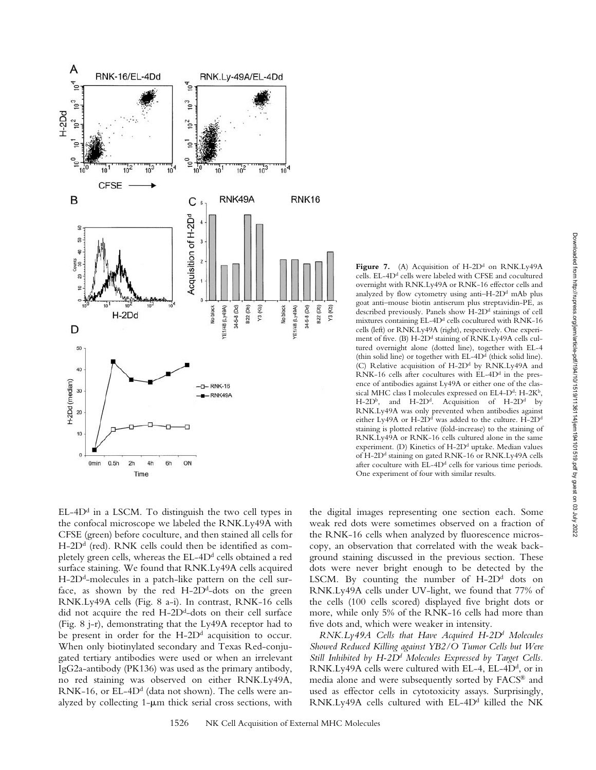**Figure 7.** (A) Acquisition of H-2D$^d$ on RNK.Ly49A cells. EL-4D$^d$ cells were labeled with CFSE and cocultured overnight with RNK.Ly49A or RNK-16 effector cells and analyzed by flow cytometry using anti–H-2D$^d$ mAb plus goat anti–mouse biotin antiserum plus streptavidin-PE, as described previously. Panels show H-2D$^d$ stainings of cell mixtures containing EL-4D$^d$ cells cocultured with RNK-16 cells (left) or RNK.Ly49A (right), respectively. One experiment of five. (B) H-2D$^d$ staining of RNK.Ly49A cells cultured overnight alone (dotted line), together with EL-4 (thin solid line) or together with EL-4D$^d$ (thick solid line). (C) Relative acquisition of H-2D$^d$ by RNK.Ly49A and RNK-16 cells after cocultures with EL-4D$^d$ in the presence of antibodies against Ly49A or either one of the classical MHC class I molecules expressed on EL4-D$^d$: H-2K$^b$, H-2D$^b$, and H-2D$^d$. Acquisition of H-2D$^d$ by RNK.Ly49A was only prevented when antibodies against either Ly49A or H-2D$^d$ was added to the culture. H-2D$^d$ staining is plotted relative (fold-increase) to the staining of RNK.Ly49A or RNK-16 cells cultured alone in the same experiment. (D) Kinetics of H-2D$^d$ uptake. Median values of H-2D$^d$ staining on gated RNK-16 or RNK.Ly49A cells after coculture with EL-4D$^d$ cells for various time periods. One experiment of four with similar results.

EL-4D$^d$ in a LSCM. To distinguish the two cell types in the confocal microscope we labeled the RNK.Ly49A with CFSE (green) before coculture, and then stained all cells for H-2D$^d$ (red). RNK cells could then be identified as completely green cells, whereas the EL-4D$^d$ cells obtained a red surface staining. We found that RNK.Ly49A cells acquired H-2D$^d$-molecules in a patch-like pattern on the cell surface, as shown by the red H-2D$^d$-dots on the green RNK.Ly49A cells (Fig. 8 a-i). In contrast, RNK-16 cells did not acquire the red H-2D$^d$-dots on their cell surface (Fig. 8 j-r), demonstrating that the Ly49A receptor had to be present in order for the H-2D$^d$ acquisition to occur. When only biotinylated secondary and Texas Red-conjugated tertiary antibodies were used or when an irrelevant IgG2a-antibody (PK136) was used as the primary antibody, no red staining was observed on either RNK.Ly49A, RNK-16, or EL-4D$^d$ (data not shown). The cells were analyzed by collecting 1-μm thick serial cross sections, with the digital images representing one section each. Some weak red dots were sometimes observed on a fraction of the RNK-16 cells when analyzed by fluorescence microscopy, an observation that correlated with the weak background staining discussed in the previous section. These dots were never bright enough to be detected by the LSCM. By counting the number of H-2D$^d$ dots on RNK.Ly49A cells under UV-light, we found that 77% of the cells (100 cells scored) displayed five bright dots or more, while only 5% of the RNK-16 cells had more than five dots and, which were weaker in intensity.

*RNK.Ly49A Cells that Have Acquired H-2D$^d$ Molecules Showed Reduced Killing against YB2/O Tumor Cells but Were Still Inhibited by H-2D$^d$ Molecules Expressed by Target Cells.* RNK.Ly49A cells were cultured with EL-4, EL-4D$^d$, or in media alone and were subsequently sorted by FACS® and used as effector cells in cytotoxicity assays. Surprisingly, RNK.Ly49A cells cultured with EL-4D$^d$ killed the NK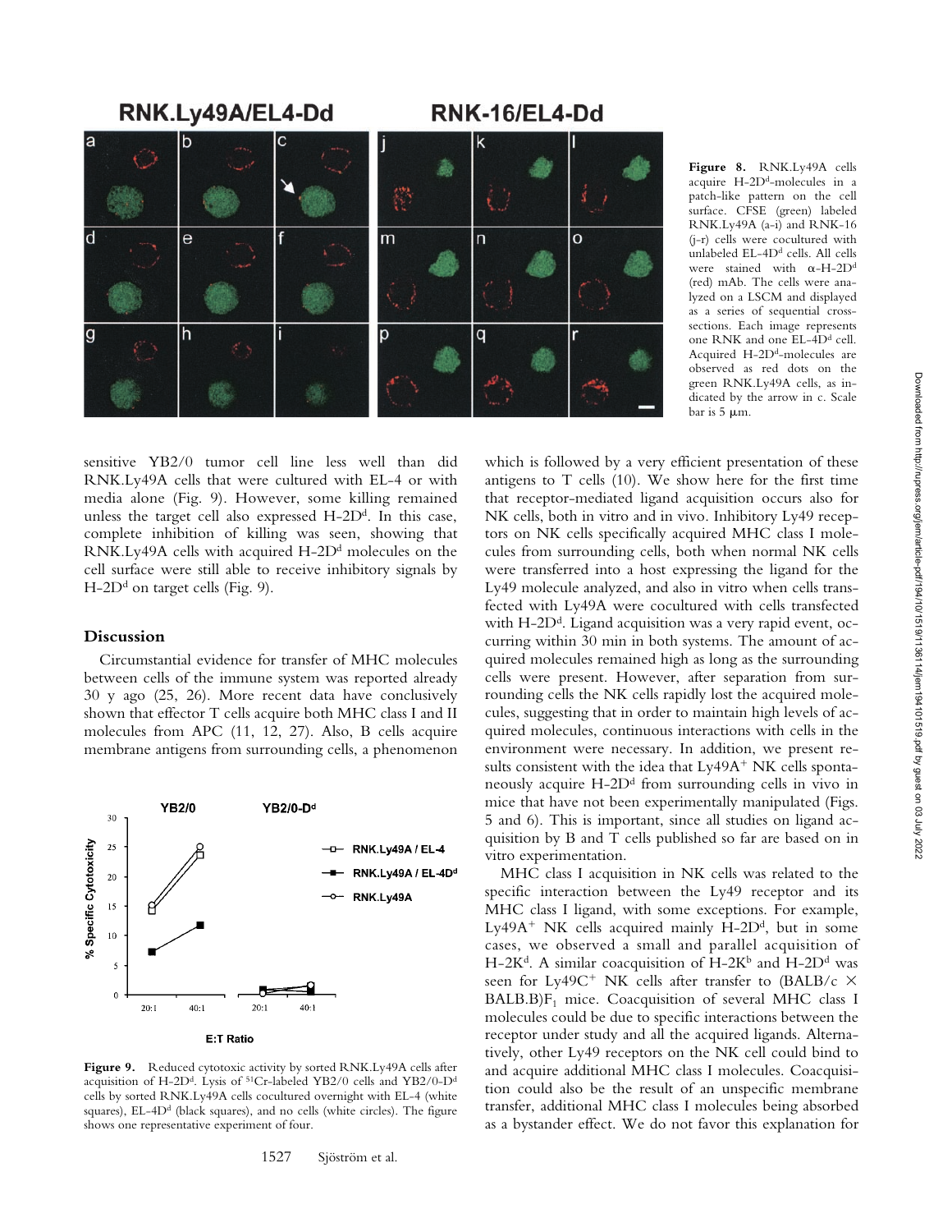**Figure 8.** RNK.Ly49A cells acquire H-2D$^d$-molecules in a patch-like pattern on the cell surface. CFSE (green) labeled RNK.Ly49A (a–i) and RNK-16 (j–r) cells were cocultured with unlabeled EL-4D$^d$ cells. All cells were stained with α-H-2D$^d$ (red) mAb. The cells were analyzed on a LSCM and displayed as a series of sequential cross-sections. Each image represents one RNK and one EL-4D$^d$ cell. Acquired H-2D$^d$-molecules are observed as red dots on the green RNK.Ly49A cells, as indicated by the arrow in c. Scale bar is 5 μm.

sensitive YB2/0 tumor cell line less well than did RNK.Ly49A cells that were cultured with EL-4 or with media alone (Fig. 9). However, some killing remained unless the target cell also expressed H-2D$^d$. In this case, complete inhibition of killing was seen, showing that RNK.Ly49A cells with acquired H-2D$^d$ molecules on the cell surface were still able to receive inhibitory signals by H-2D$^d$ on target cells (Fig. 9).

## Discussion

Circumstantial evidence for transfer of MHC molecules between cells of the immune system was reported already 30 y ago (25, 26). More recent data have conclusively shown that effector T cells acquire both MHC class I and II molecules from APC (11, 12, 27). Also, B cells acquire membrane antigens from surrounding cells, a phenomenon which is followed by a very efficient presentation of these antigens to T cells (10). We show here for the first time that receptor-mediated ligand acquisition occurs also for NK cells, both in vitro and in vivo. Inhibitory Ly49 receptors on NK cells specifically acquired MHC class I molecules from surrounding cells, both when normal NK cells were transferred into a host expressing the ligand for the Ly49 molecule analyzed, and also in vitro when cells transfected with Ly49A were cocultured with cells transfected with H-2D$^d$. Ligand acquisition was a very rapid event, occurring within 30 min in both systems. The amount of acquired molecules remained high as long as the surrounding cells were present. However, after separation from surrounding cells the NK cells rapidly lost the acquired molecules, suggesting that in order to maintain high levels of acquired molecules, continuous interactions with cells in the environment were necessary. In addition, we present results consistent with the idea that Ly49A$^+$ NK cells spontaneously acquire H-2D$^d$ from surrounding cells in vivo in mice that have not been experimentally manipulated (Figs. 5 and 6). This is important, since all studies on ligand acquisition by B and T cells published so far are based on in vitro experimentation.

**Figure 9.** Reduced cytotoxic activity by sorted RNK.Ly49A cells after acquisition of H-2D$^d$. Lysis of $^{51}$Cr-labeled YB2/0 cells and YB2/0-D$^d$ cells by sorted RNK.Ly49A cells cocultured overnight with EL-4 (white squares), EL-4D$^d$ (black squares), and no cells (white circles). The figure shows one representative experiment of four.

MHC class I acquisition in NK cells was related to the specific interaction between the Ly49 receptor and its MHC class I ligand, with some exceptions. For example, Ly49A$^+$ NK cells acquired mainly H-2D$^d$, but in some cases, we observed a small and parallel acquisition of H-2K$^d$. A similar coacquisition of H-2K$^b$ and H-2D$^d$ was seen for Ly49C$^+$ NK cells after transfer to (BALB/c × BALB.B)F$_1$ mice. Coacquisition of several MHC class I molecules could be due to specific interactions between the receptor under study and all the acquired ligands. Alternatively, other Ly49 receptors on the NK cell could bind to and acquire additional MHC class I molecules. Coacquisition could also be the result of an unspecific membrane transfer, additional MHC class I molecules being absorbed as a bystander effect. We do not favor this explanation for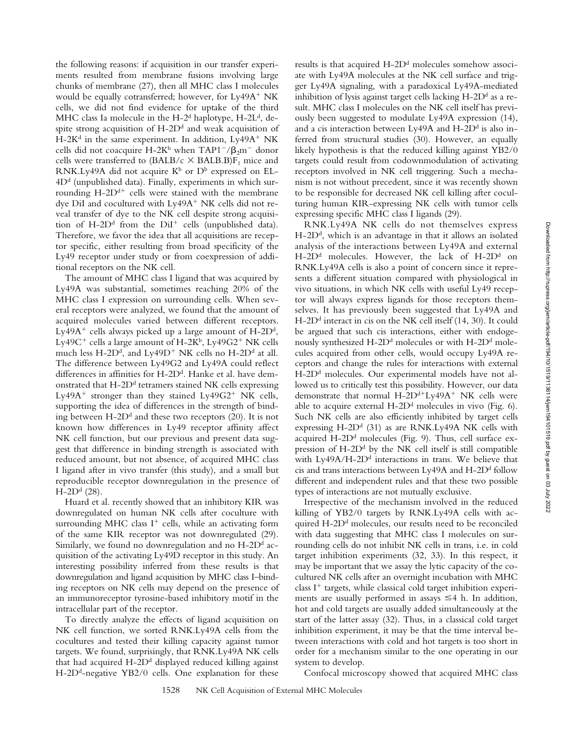the following reasons: if acquisition in our transfer experiments resulted from membrane fusions involving large chunks of membrane (27), then all MHC class I molecules would be equally cotransferred; however, for Ly49A$^+$ NK cells, we did not find evidence for uptake of the third MHC class Ia molecule in the H-2$^d$ haplotype, H-2L$^d$, despite strong acquisition of H-2D$^d$ and weak acquisition of H-2K$^d$ in the same experiment. In addition, Ly49A$^+$ NK cells did not coacquire H-2K$^b$ when TAP1$^-$/$\beta_2$m$^-$ donor cells were transferred to (BALB/c × BALB.B)F$_1$ mice and RNK.Ly49A did not acquire K$^b$ or D$^b$ expressed on EL-4D$^d$ (unpublished data). Finally, experiments in which surrounding H-2D$^{d+}$ cells were stained with the membrane dye DiI and cocultured with Ly49A$^+$ NK cells did not reveal transfer of dye to the NK cell despite strong acquisition of H-2D$^d$ from the DiI$^+$ cells (unpublished data). Therefore, we favor the idea that all acquisitions are receptor specific, either resulting from broad specificity of the Ly49 receptor under study or from coexpression of additional receptors on the NK cell.

The amount of MHC class I ligand that was acquired by Ly49A was substantial, sometimes reaching 20% of the MHC class I expression on surrounding cells. When several receptors were analyzed, we found that the amount of acquired molecules varied between different receptors. Ly49A$^+$ cells always picked up a large amount of H-2D$^d$, Ly49C$^+$ cells a large amount of H-2K$^b$, Ly49G2$^+$ NK cells much less H-2D$^d$, and Ly49D$^+$ NK cells no H-2D$^d$ at all. The difference between Ly49G2 and Ly49A could reflect differences in affinities for H-2D$^d$. Hanke et al. have demonstrated that H-2D$^d$ tetramers stained NK cells expressing Ly49A$^+$ stronger than they stained Ly49G2$^+$ NK cells, supporting the idea of differences in the strength of binding between H-2D$^d$ and these two receptors (20). It is not known how differences in Ly49 receptor affinity affect NK cell function, but our previous and present data suggest that difference in binding strength is associated with reduced amount, but not absence, of acquired MHC class I ligand after in vivo transfer (this study), and a small but reproducible receptor downregulation in the presence of H-2D$^d$ (28).

Huard et al. recently showed that an inhibitory KIR was downregulated on human NK cells after coculture with surrounding MHC class I$^+$ cells, while an activating form of the same KIR receptor was not downregulated (29). Similarly, we found no downregulation and no H-2D$^d$ acquisition of the activating Ly49D receptor in this study. An interesting possibility inferred from these results is that downregulation and ligand acquisition by MHC class I–binding receptors on NK cells may depend on the presence of an immunoreceptor tyrosine-based inhibitory motif in the intracellular part of the receptor.

To directly analyze the effects of ligand acquisition on NK cell function, we sorted RNK.Ly49A cells from the cocultures and tested their killing capacity against tumor targets. We found, surprisingly, that RNK.Ly49A NK cells that had acquired H-2D$^d$ displayed reduced killing against H-2D$^d$-negative YB2/0 cells. One explanation for these results is that acquired H-2D$^d$ molecules somehow associate with Ly49A molecules at the NK cell surface and trigger Ly49A signaling, with a paradoxical Ly49A-mediated inhibition of lysis against target cells lacking H-2D$^d$ as a result. MHC class I molecules on the NK cell itself has previously been suggested to modulate Ly49A expression (14), and a cis interaction between Ly49A and H-2D$^d$ is also inferred from structural studies (30). However, an equally likely hypothesis is that the reduced killing against YB2/0 targets could result from codownmodulation of activating receptors involved in NK cell triggering. Such a mechanism is not without precedent, since it was recently shown to be responsible for decreased NK cell killing after coculturing human KIR-expressing NK cells with tumor cells expressing specific MHC class I ligands (29).

RNK.Ly49A NK cells do not themselves express H-2D$^d$, which is an advantage in that it allows an isolated analysis of the interactions between Ly49A and external H-2D$^d$ molecules. However, the lack of H-2D$^d$ on RNK.Ly49A cells is also a point of concern since it represents a different situation compared with physiological in vivo situations, in which NK cells with useful Ly49 receptor will always express ligands for those receptors themselves. It has previously been suggested that Ly49A and H-2D$^d$ interact in cis on the NK cell itself (14, 30). It could be argued that such cis interactions, either with endogenously synthesized H-2D$^d$ molecules or with H-2D$^d$ molecules acquired from other cells, would occupy Ly49A receptors and change the rules for interactions with external H-2D$^d$ molecules. Our experimental models have not allowed us to critically test this possibility. However, our data demonstrate that normal H-2D$^{d+}$Ly49A$^+$ NK cells were able to acquire external H-2D$^d$ molecules in vivo (Fig. 6). Such NK cells are also efficiently inhibited by target cells expressing H-2D$^d$ (31) as are RNK.Ly49A NK cells with acquired H-2D$^d$ molecules (Fig. 9). Thus, cell surface expression of H-2D$^d$ by the NK cell itself is still compatible with Ly49A/H-2D$^d$ interactions in trans. We believe that cis and trans interactions between Ly49A and H-2D$^d$ follow different and independent rules and that these two possible types of interactions are not mutually exclusive.

Irrespective of the mechanism involved in the reduced killing of YB2/0 targets by RNK.Ly49A cells with acquired H-2D$^d$ molecules, our results need to be reconciled with data suggesting that MHC class I molecules on surrounding cells do not inhibit NK cells in trans, i.e. in cold target inhibition experiments (32, 33). In this respect, it may be important that we assay the lytic capacity of the cocultured NK cells after an overnight incubation with MHC class I$^+$ targets, while classical cold target inhibition experiments are usually performed in assays $\leq$4 h. In addition, hot and cold targets are usually added simultaneously at the start of the latter assay (32). Thus, in a classical cold target inhibition experiment, it may be that the time interval between interactions with cold and hot targets is too short in order for a mechanism similar to the one operating in our system to develop.

Confocal microscopy showed that acquired MHC class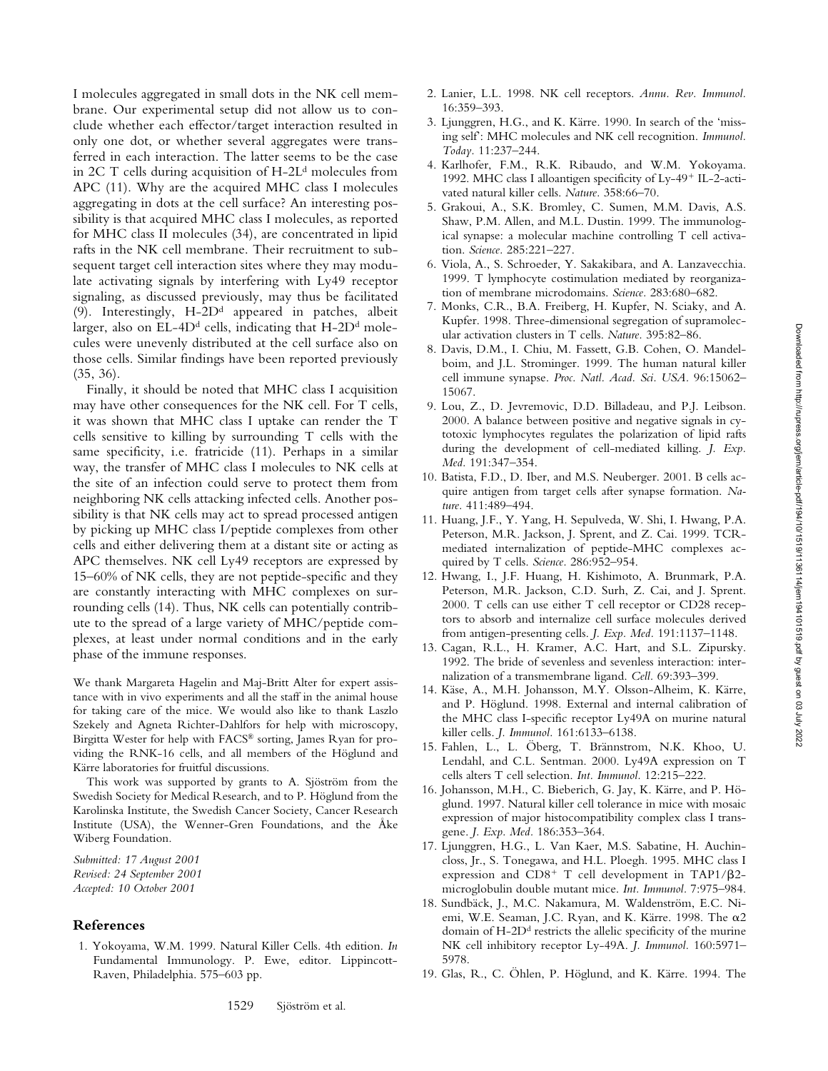I molecules aggregated in small dots in the NK cell membrane. Our experimental setup did not allow us to conclude whether each effector/target interaction resulted in only one dot, or whether several aggregates were transferred in each interaction. The latter seems to be the case in 2C T cells during acquisition of H-2L$^d$ molecules from APC (11). Why are the acquired MHC class I molecules aggregating in dots at the cell surface? An interesting possibility is that acquired MHC class I molecules, as reported for MHC class II molecules (34), are concentrated in lipid rafts in the NK cell membrane. Their recruitment to subsequent target cell interaction sites where they may modulate activating signals by interfering with Ly49 receptor signaling, as discussed previously, may thus be facilitated (9). Interestingly, H-2D$^d$ appeared in patches, albeit larger, also on EL-4D$^d$ cells, indicating that H-2D$^d$ molecules were unevenly distributed at the cell surface also on those cells. Similar findings have been reported previously (35, 36).

Finally, it should be noted that MHC class I acquisition may have other consequences for the NK cell. For T cells, it was shown that MHC class I uptake can render the T cells sensitive to killing by surrounding T cells with the same specificity, i.e. fratricide (11). Perhaps in a similar way, the transfer of MHC class I molecules to NK cells at the site of an infection could serve to protect them from neighboring NK cells attacking infected cells. Another possibility is that NK cells may act to spread processed antigen by picking up MHC class I/peptide complexes from other cells and either delivering them at a distant site or acting as APC themselves. NK cell Ly49 receptors are expressed by 15–60% of NK cells, they are not peptide-specific and they are constantly interacting with MHC complexes on surrounding cells (14). Thus, NK cells can potentially contribute to the spread of a large variety of MHC/peptide complexes, at least under normal conditions and in the early phase of the immune responses.

We thank Margareta Hagelin and Maj-Britt Alter for expert assistance with in vivo experiments and all the staff in the animal house for taking care of the mice. We would also like to thank Laszlo Szekely and Agneta Richter-Dahlfors for help with microscopy, Birgitta Wester for help with FACS® sorting, James Ryan for providing the RNK-16 cells, and all members of the Höglund and Kärre laboratories for fruitful discussions.

This work was supported by grants to A. Sjöström from the Swedish Society for Medical Research, and to P. Höglund from the Karolinska Institute, the Swedish Cancer Society, Cancer Research Institute (USA), the Wenner-Gren Foundations, and the Åke Wiberg Foundation.

*Submitted: 17 August 2001*
*Revised: 24 September 2001*
*Accepted: 10 October 2001*

## References

1. Yokoyama, W.M. 1999. Natural Killer Cells. 4th edition. *In* Fundamental Immunology. P. Ewe, editor. Lippincott-Raven, Philadelphia. 575–603 pp.
2. Lanier, L.L. 1998. NK cell receptors. *Annu. Rev. Immunol.* 16:359–393.
3. Ljunggren, H.G., and K. Kärre. 1990. In search of the 'missing self': MHC molecules and NK cell recognition. *Immunol. Today.* 11:237–244.
4. Karlhofer, F.M., R.K. Ribaudo, and W.M. Yokoyama. 1992. MHC class I alloantigen specificity of Ly-49$^+$ IL-2-activated natural killer cells. *Nature.* 358:66–70.
5. Grakoui, A., S.K. Bromley, C. Sumen, M.M. Davis, A.S. Shaw, P.M. Allen, and M.L. Dustin. 1999. The immunological synapse: a molecular machine controlling T cell activation. *Science.* 285:221–227.
6. Viola, A., S. Schroeder, Y. Sakakibara, and A. Lanzavecchia. 1999. T lymphocyte costimulation mediated by reorganization of membrane microdomains. *Science.* 283:680–682.
7. Monks, C.R., B.A. Freiberg, H. Kupfer, N. Sciaky, and A. Kupfer. 1998. Three-dimensional segregation of supramolecular activation clusters in T cells. *Nature.* 395:82–86.
8. Davis, D.M., I. Chiu, M. Fassett, G.B. Cohen, O. Mandelboim, and J.L. Strominger. 1999. The human natural killer cell immune synapse. *Proc. Natl. Acad. Sci. USA.* 96:15062–15067.
9. Lou, Z., D. Jevremovic, D.D. Billadeau, and P.J. Leibson. 2000. A balance between positive and negative signals in cytotoxic lymphocytes regulates the polarization of lipid rafts during the development of cell-mediated killing. *J. Exp. Med.* 191:347–354.
10. Batista, F.D., D. Iber, and M.S. Neuberger. 2001. B cells acquire antigen from target cells after synapse formation. *Nature.* 411:489–494.
11. Huang, J.F., Y. Yang, H. Sepulveda, W. Shi, I. Hwang, P.A. Peterson, M.R. Jackson, J. Sprent, and Z. Cai. 1999. TCR-mediated internalization of peptide-MHC complexes acquired by T cells. *Science.* 286:952–954.
12. Hwang, I., J.F. Huang, H. Kishimoto, A. Brunmark, P.A. Peterson, M.R. Jackson, C.D. Surh, Z. Cai, and J. Sprent. 2000. T cells can use either T cell receptor or CD28 receptors to absorb and internalize cell surface molecules derived from antigen-presenting cells. *J. Exp. Med.* 191:1137–1148.
13. Cagan, R.L., H. Kramer, A.C. Hart, and S.L. Zipursky. 1992. The bride of sevenless and sevenless interaction: internalization of a transmembrane ligand. *Cell.* 69:393–399.
14. Käse, A., M.H. Johansson, M.Y. Olsson-Alheim, K. Kärre, and P. Höglund. 1998. External and internal calibration of the MHC class I-specific receptor Ly49A on murine natural killer cells. *J. Immunol.* 161:6133–6138.
15. Fahlen, L., L. Öberg, T. Brännstrom, N.K. Khoo, U. Lendahl, and C.L. Sentman. 2000. Ly49A expression on T cells alters T cell selection. *Int. Immunol.* 12:215–222.
16. Johansson, M.H., C. Bieberich, G. Jay, K. Kärre, and P. Höglund. 1997. Natural killer cell tolerance in mice with mosaic expression of major histocompatibility complex class I transgene. *J. Exp. Med.* 186:353–364.
17. Ljunggren, H.G., L. Van Kaer, M.S. Sabatine, H. Auchincloss, Jr., S. Tonegawa, and H.L. Ploegh. 1995. MHC class I expression and CD8$^+$ T cell development in TAP1/$\beta$2-microglobulin double mutant mice. *Int. Immunol.* 7:975–984.
18. Sundbäck, J., M.C. Nakamura, M. Waldenström, E.C. Niemi, W.E. Seaman, J.C. Ryan, and K. Kärre. 1998. The $\alpha$2 domain of H-2D$^d$ restricts the allelic specificity of the murine NK cell inhibitory receptor Ly-49A. *J. Immunol.* 160:5971–5978.
19. Glas, R., C. Öhlen, P. Höglund, and K. Kärre. 1994. The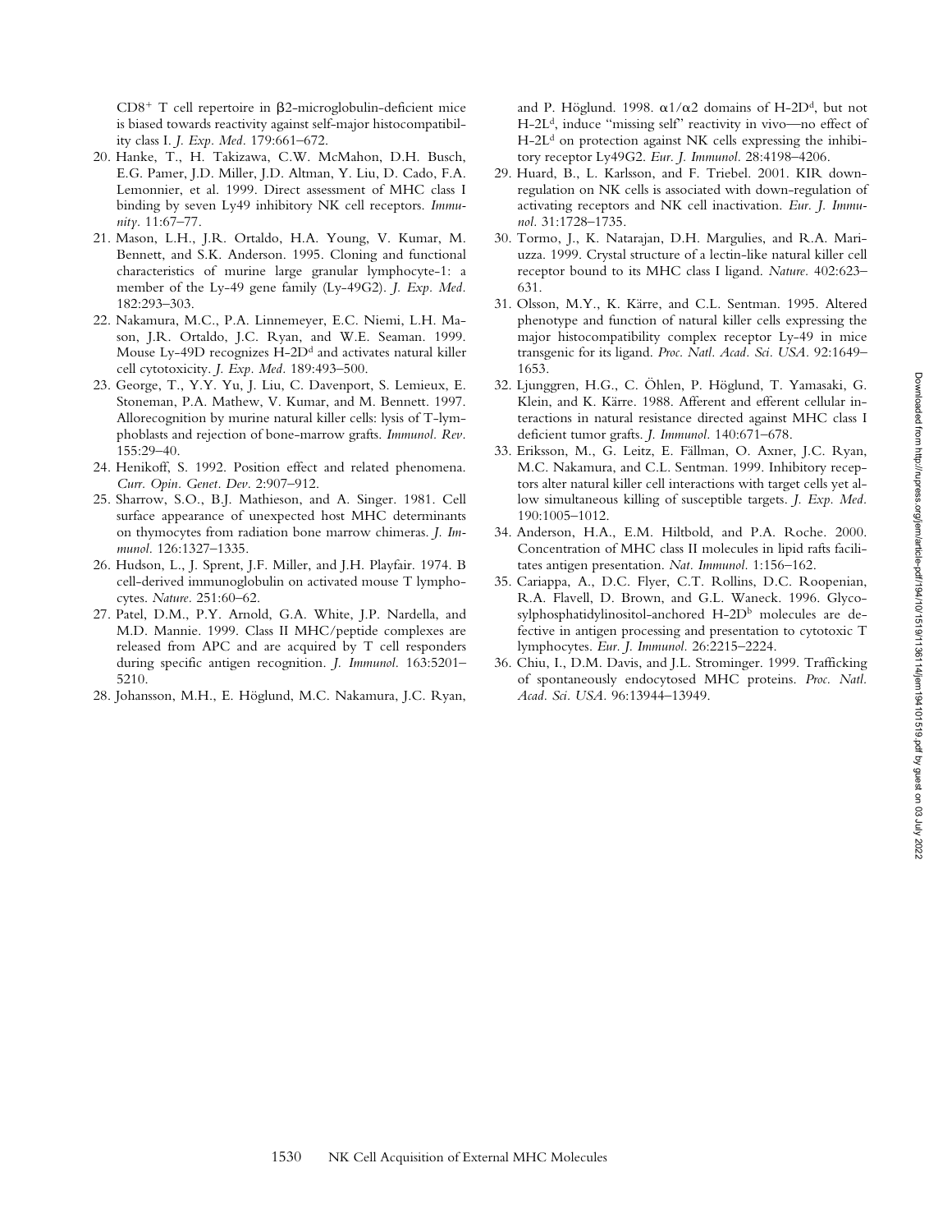CD8+ T cell repertoire in β2-microglobulin-deficient mice is biased towards reactivity against self-major histocompatibility class I. *J. Exp. Med.* 179:661–672.

20. Hanke, T., H. Takizawa, C.W. McMahon, D.H. Busch, E.G. Pamer, J.D. Miller, J.D. Altman, Y. Liu, D. Cado, F.A. Lemonnier, et al. 1999. Direct assessment of MHC class I binding by seven Ly49 inhibitory NK cell receptors. *Immunity.* 11:67–77.
21. Mason, L.H., J.R. Ortaldo, H.A. Young, V. Kumar, M. Bennett, and S.K. Anderson. 1995. Cloning and functional characteristics of murine large granular lymphocyte-1: a member of the Ly-49 gene family (Ly-49G2). *J. Exp. Med.* 182:293–303.
22. Nakamura, M.C., P.A. Linnemeyer, E.C. Niemi, L.H. Mason, J.R. Ortaldo, J.C. Ryan, and W.E. Seaman. 1999. Mouse Ly-49D recognizes H-2D[d] and activates natural killer cell cytotoxicity. *J. Exp. Med.* 189:493–500.
23. George, T., Y.Y. Yu, J. Liu, C. Davenport, S. Lemieux, E. Stoneman, P.A. Mathew, V. Kumar, and M. Bennett. 1997. Allorecognition by murine natural killer cells: lysis of T-lymphoblasts and rejection of bone-marrow grafts. *Immunol. Rev.* 155:29–40.
24. Henikoff, S. 1992. Position effect and related phenomena. *Curr. Opin. Genet. Dev.* 2:907–912.
25. Sharrow, S.O., B.J. Mathieson, and A. Singer. 1981. Cell surface appearance of unexpected host MHC determinants on thymocytes from radiation bone marrow chimeras. *J. Immunol.* 126:1327–1335.
26. Hudson, L., J. Sprent, J.F. Miller, and J.H. Playfair. 1974. B cell-derived immunoglobulin on activated mouse T lymphocytes. *Nature.* 251:60–62.
27. Patel, D.M., P.Y. Arnold, G.A. White, J.P. Nardella, and M.D. Mannie. 1999. Class II MHC/peptide complexes are released from APC and are acquired by T cell responders during specific antigen recognition. *J. Immunol.* 163:5201–5210.
28. Johansson, M.H., E. Höglund, M.C. Nakamura, J.C. Ryan, and P. Höglund. 1998. α1/α2 domains of H-2D[d], but not H-2L[d], induce "missing self" reactivity in vivo—no effect of H-2L[d] on protection against NK cells expressing the inhibitory receptor Ly49G2. *Eur. J. Immunol.* 28:4198–4206.
29. Huard, B., L. Karlsson, and F. Triebel. 2001. KIR down-regulation on NK cells is associated with down-regulation of activating receptors and NK cell inactivation. *Eur. J. Immunol.* 31:1728–1735.
30. Tormo, J., K. Natarajan, D.H. Margulies, and R.A. Mariuzza. 1999. Crystal structure of a lectin-like natural killer cell receptor bound to its MHC class I ligand. *Nature.* 402:623–631.
31. Olsson, M.Y., K. Kärre, and C.L. Sentman. 1995. Altered phenotype and function of natural killer cells expressing the major histocompatibility complex receptor Ly-49 in mice transgenic for its ligand. *Proc. Natl. Acad. Sci. USA.* 92:1649–1653.
32. Ljunggren, H.G., C. Öhlen, P. Höglund, T. Yamasaki, G. Klein, and K. Kärre. 1988. Afferent and efferent cellular interactions in natural resistance directed against MHC class I deficient tumor grafts. *J. Immunol.* 140:671–678.
33. Eriksson, M., G. Leitz, E. Fällman, O. Axner, J.C. Ryan, M.C. Nakamura, and C.L. Sentman. 1999. Inhibitory receptors alter natural killer cell interactions with target cells yet allow simultaneous killing of susceptible targets. *J. Exp. Med.* 190:1005–1012.
34. Anderson, H.A., E.M. Hiltbold, and P.A. Roche. 2000. Concentration of MHC class II molecules in lipid rafts facilitates antigen presentation. *Nat. Immunol.* 1:156–162.
35. Cariappa, A., D.C. Flyer, C.T. Rollins, D.C. Roopenian, R.A. Flavell, D. Brown, and G.L. Waneck. 1996. Glycosylphosphatidylinositol-anchored H-2D[b] molecules are defective in antigen processing and presentation to cytotoxic T lymphocytes. *Eur. J. Immunol.* 26:2215–2224.
36. Chiu, I., D.M. Davis, and J.L. Strominger. 1999. Trafficking of spontaneously endocytosed MHC proteins. *Proc. Natl. Acad. Sci. USA.* 96:13944–13949.